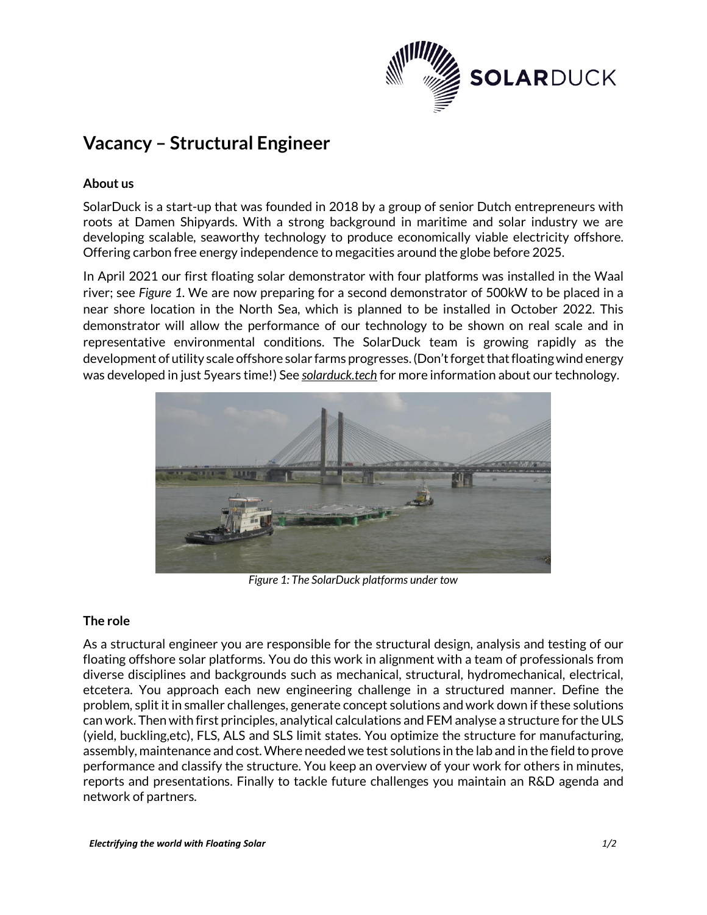# Vacancy – Structural Engineer

### About us

SolarDuck is a start-up that was founded in 2018 by a group of senior Dutch entrepreneurs with roots at Damen Shipyards. With a strong background in maritime and solar industry we are developing scalable, seaworthy technology to produce economically viable electricity offshore. Offering carbon free energy independence to megacities around the globe before 2025.

In April 2021 our first floating solar demonstrator with four platforms was installed in the Waal river; see *Figure 1*. We are now preparing for a second demonstrator of 500kW to be placed in a near shore location in the North Sea, which is planned to be installed in October 2022. This demonstrator will allow the performance of our technology to be shown on real scale and in representative environmental conditions. The SolarDuck team is growing rapidly as the development of utility scale offshore solar farms progresses. (Don't forget that floating wind energy was developed in just 5years time!) See ***solarduck.tech*** for more information about our technology.

*Figure 1: The SolarDuck platforms under tow*

### The role

As a structural engineer you are responsible for the structural design, analysis and testing of our floating offshore solar platforms. You do this work in alignment with a team of professionals from diverse disciplines and backgrounds such as mechanical, structural, hydromechanical, electrical, etcetera. You approach each new engineering challenge in a structured manner. Define the problem, split it in smaller challenges, generate concept solutions and work down if these solutions can work. Then with first principles, analytical calculations and FEM analyse a structure for the ULS (yield, buckling,etc), FLS, ALS and SLS limit states. You optimize the structure for manufacturing, assembly, maintenance and cost. Where needed we test solutions in the lab and in the field to prove performance and classify the structure. You keep an overview of your work for others in minutes, reports and presentations. Finally to tackle future challenges you maintain an R&D agenda and network of partners.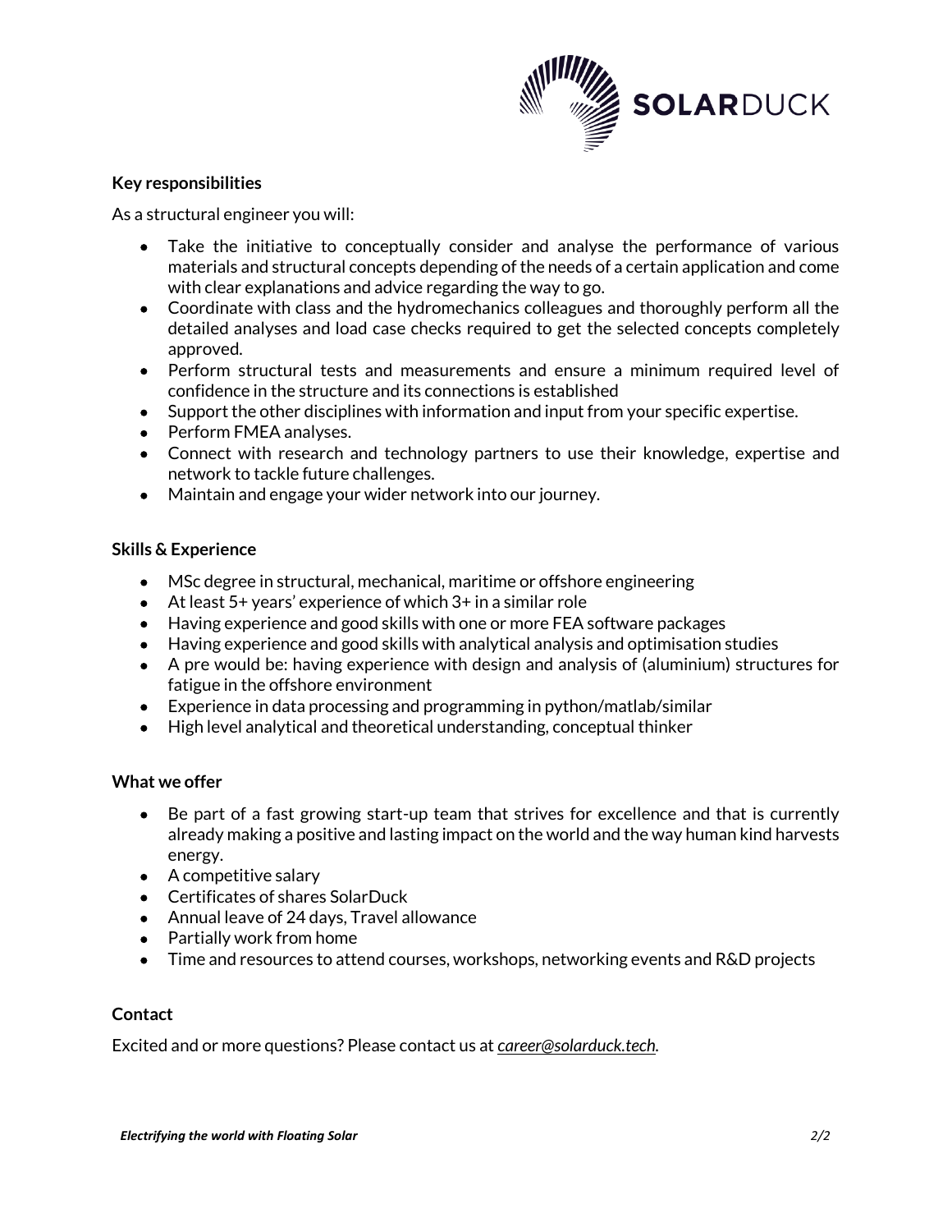**Key responsibilities**

As a structural engineer you will:

- Take the initiative to conceptually consider and analyse the performance of various materials and structural concepts depending of the needs of a certain application and come with clear explanations and advice regarding the way to go.
- Coordinate with class and the hydromechanics colleagues and thoroughly perform all the detailed analyses and load case checks required to get the selected concepts completely approved.
- Perform structural tests and measurements and ensure a minimum required level of confidence in the structure and its connections is established
- Support the other disciplines with information and input from your specific expertise.
- Perform FMEA analyses.
- Connect with research and technology partners to use their knowledge, expertise and network to tackle future challenges.
- Maintain and engage your wider network into our journey.

**Skills & Experience**

- MSc degree in structural, mechanical, maritime or offshore engineering
- At least 5+ years' experience of which 3+ in a similar role
- Having experience and good skills with one or more FEA software packages
- Having experience and good skills with analytical analysis and optimisation studies
- A pre would be: having experience with design and analysis of (aluminium) structures for fatigue in the offshore environment
- Experience in data processing and programming in python/matlab/similar
- High level analytical and theoretical understanding, conceptual thinker

**What we offer**

- Be part of a fast growing start-up team that strives for excellence and that is currently already making a positive and lasting impact on the world and the way human kind harvests energy.
- A competitive salary
- Certificates of shares SolarDuck
- Annual leave of 24 days, Travel allowance
- Partially work from home
- Time and resources to attend courses, workshops, networking events and R&D projects

**Contact**

Excited and or more questions? Please contact us at *career@solarduck.tech*.